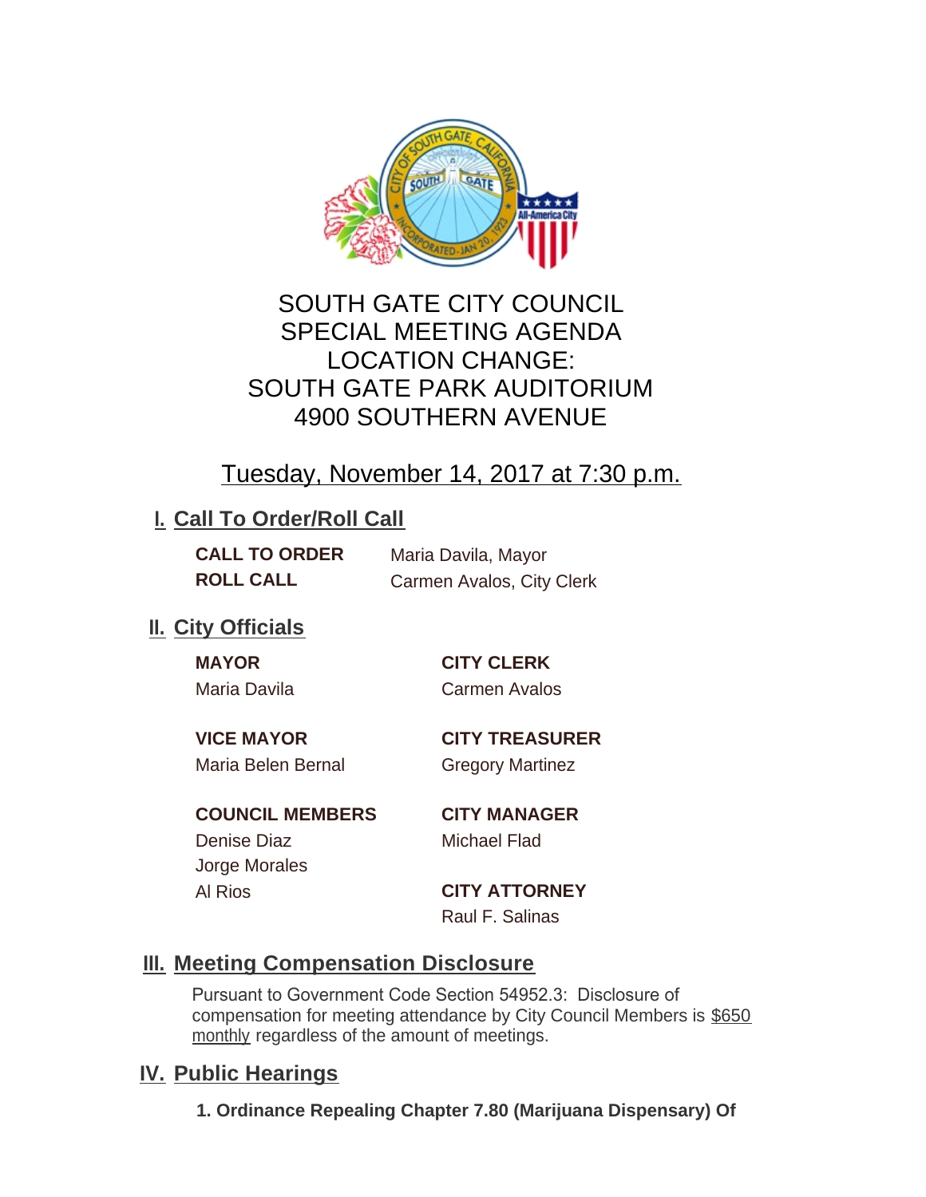# SOUTH GATE CITY COUNCIL
# SPECIAL MEETING AGENDA
# LOCATION CHANGE:
# SOUTH GATE PARK AUDITORIUM
# 4900 SOUTHERN AVENUE

## Tuesday, November 14, 2017 at 7:30 p.m.

## I. Call To Order/Roll Call

**CALL TO ORDER** Maria Davila, Mayor

**ROLL CALL** Carmen Avalos, City Clerk

## II. City Officials

**MAYOR**
Maria Davila

**VICE MAYOR**
Maria Belen Bernal

**COUNCIL MEMBERS**
Denise Diaz
Jorge Morales
Al Rios

**CITY CLERK**
Carmen Avalos

**CITY TREASURER**
Gregory Martinez

**CITY MANAGER**
Michael Flad

**CITY ATTORNEY**
Raul F. Salinas

## III. Meeting Compensation Disclosure

Pursuant to Government Code Section 54952.3: Disclosure of compensation for meeting attendance by City Council Members is $650 monthly regardless of the amount of meetings.

## IV. Public Hearings

**1. Ordinance Repealing Chapter 7.80 (Marijuana Dispensary) Of**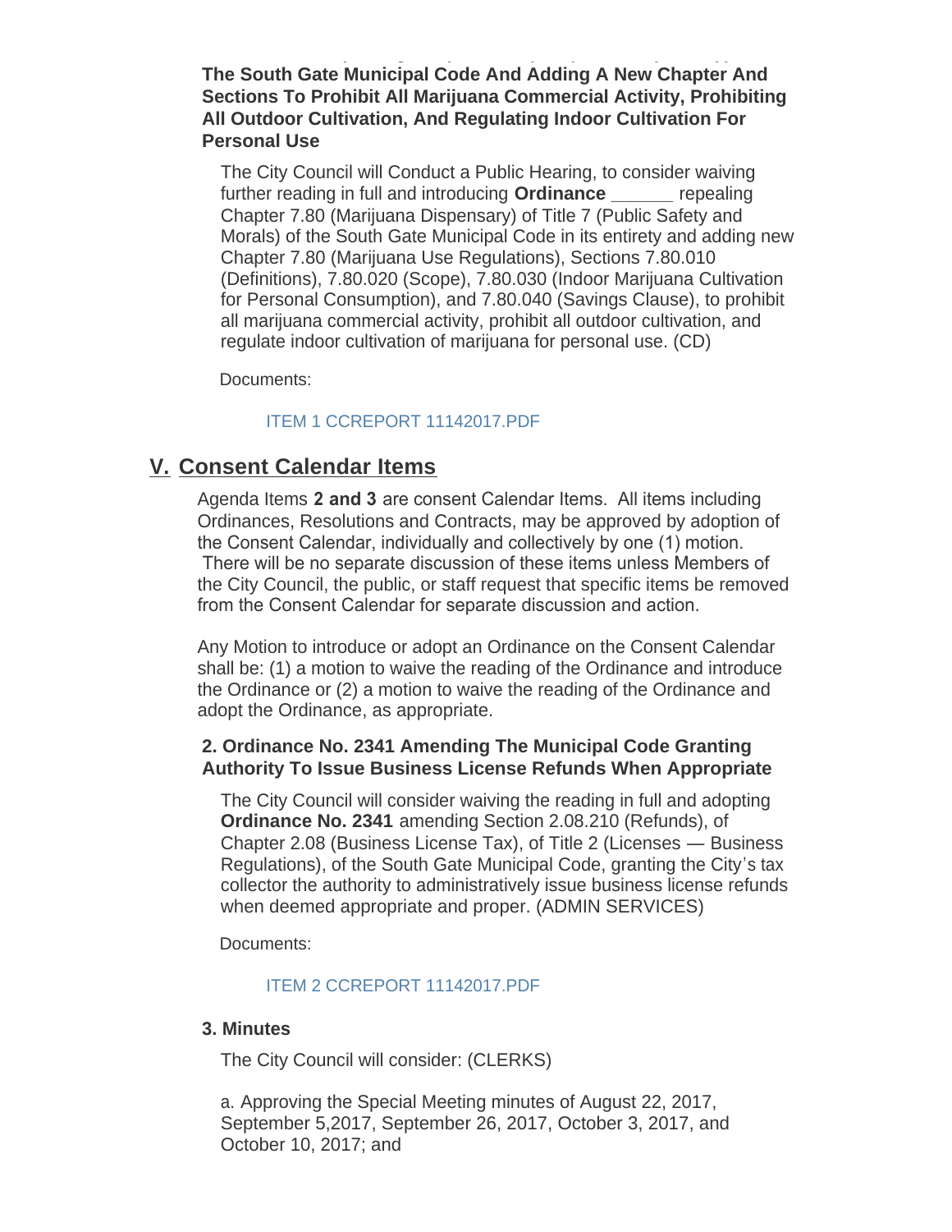**The South Gate Municipal Code And Adding A New Chapter And Sections To Prohibit All Marijuana Commercial Activity, Prohibiting All Outdoor Cultivation, And Regulating Indoor Cultivation For Personal Use**

The City Council will Conduct a Public Hearing, to consider waiving further reading in full and introducing **Ordinance ______** repealing Chapter 7.80 (Marijuana Dispensary) of Title 7 (Public Safety and Morals) of the South Gate Municipal Code in its entirety and adding new Chapter 7.80 (Marijuana Use Regulations), Sections 7.80.010 (Definitions), 7.80.020 (Scope), 7.80.030 (Indoor Marijuana Cultivation for Personal Consumption), and 7.80.040 (Savings Clause), to prohibit all marijuana commercial activity, prohibit all outdoor cultivation, and regulate indoor cultivation of marijuana for personal use. (CD)

Documents:

ITEM 1 CCREPORT 11142017.PDF

## V. Consent Calendar Items

Agenda Items **2 and 3** are consent Calendar Items. All items including Ordinances, Resolutions and Contracts, may be approved by adoption of the Consent Calendar, individually and collectively by one (1) motion. There will be no separate discussion of these items unless Members of the City Council, the public, or staff request that specific items be removed from the Consent Calendar for separate discussion and action.

Any Motion to introduce or adopt an Ordinance on the Consent Calendar shall be: (1) a motion to waive the reading of the Ordinance and introduce the Ordinance or (2) a motion to waive the reading of the Ordinance and adopt the Ordinance, as appropriate.

### 2. Ordinance No. 2341 Amending The Municipal Code Granting Authority To Issue Business License Refunds When Appropriate

The City Council will consider waiving the reading in full and adopting **Ordinance No. 2341** amending Section 2.08.210 (Refunds), of Chapter 2.08 (Business License Tax), of Title 2 (Licenses — Business Regulations), of the South Gate Municipal Code, granting the City's tax collector the authority to administratively issue business license refunds when deemed appropriate and proper. (ADMIN SERVICES)

Documents:

ITEM 2 CCREPORT 11142017.PDF

### 3. Minutes

The City Council will consider: (CLERKS)

a. Approving the Special Meeting minutes of August 22, 2017, September 5,2017, September 26, 2017, October 3, 2017, and October 10, 2017; and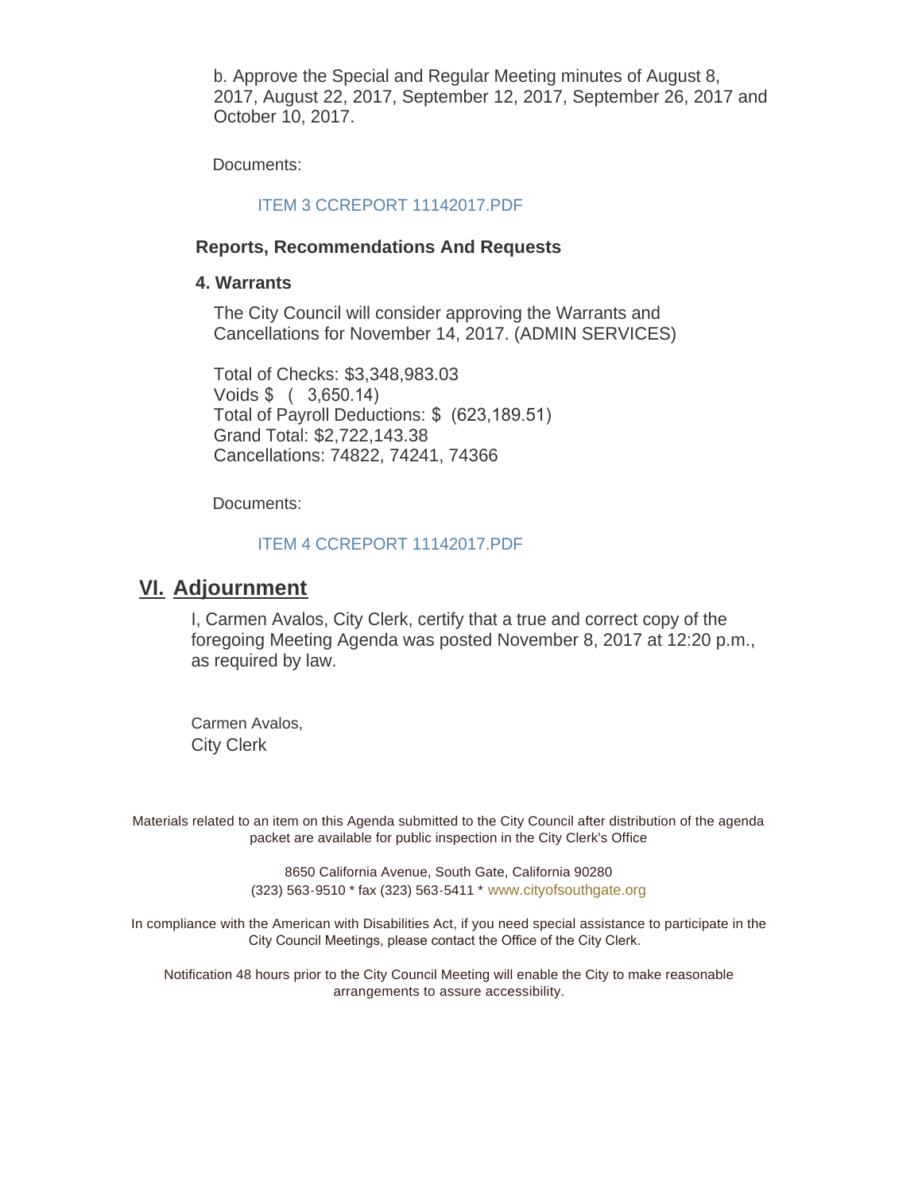b. Approve the Special and Regular Meeting minutes of August 8, 2017, August 22, 2017, September 12, 2017, September 26, 2017 and October 10, 2017.

Documents:

ITEM 3 CCREPORT 11142017.PDF

### Reports, Recommendations And Requests

#### 4. Warrants

The City Council will consider approving the Warrants and Cancellations for November 14, 2017. (ADMIN SERVICES)

Total of Checks: $3,348,983.03
Voids $ ( 3,650.14)
Total of Payroll Deductions: $ (623,189.51)
Grand Total: $2,722,143.38
Cancellations: 74822, 74241, 74366

Documents:

ITEM 4 CCREPORT 11142017.PDF

## VI. Adjournment

I, Carmen Avalos, City Clerk, certify that a true and correct copy of the foregoing Meeting Agenda was posted November 8, 2017 at 12:20 p.m., as required by law.

Carmen Avalos,
City Clerk

Materials related to an item on this Agenda submitted to the City Council after distribution of the agenda packet are available for public inspection in the City Clerk's Office

8650 California Avenue, South Gate, California 90280
(323) 563-9510 * fax (323) 563-5411 * www.cityofsouthgate.org

In compliance with the American with Disabilities Act, if you need special assistance to participate in the City Council Meetings, please contact the Office of the City Clerk.

Notification 48 hours prior to the City Council Meeting will enable the City to make reasonable arrangements to assure accessibility.